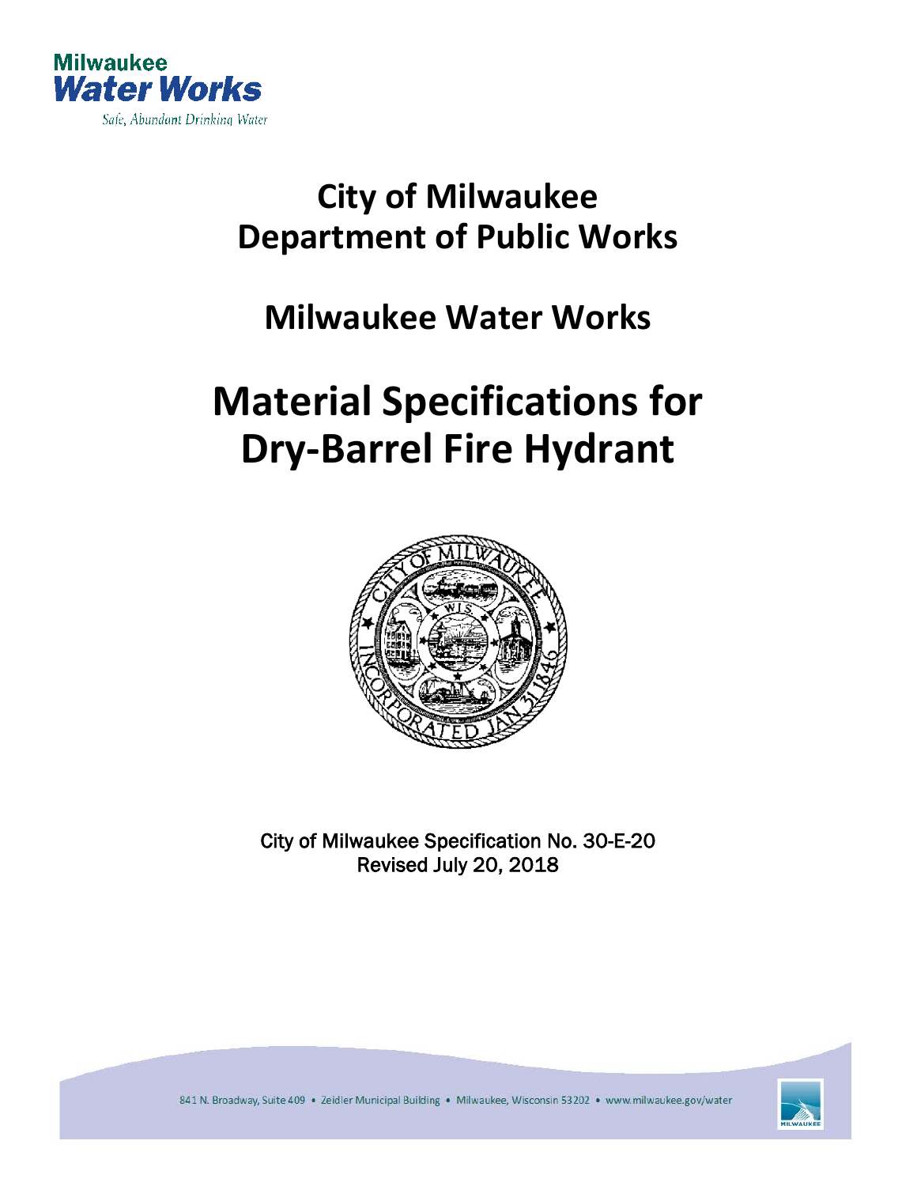Milwaukee Water Works

Safe, Abundant Drinking Water

# City of Milwaukee Department of Public Works

## Milwaukee Water Works

# Material Specifications for Dry-Barrel Fire Hydrant

City of Milwaukee Specification No. 30-E-20
Revised July 20, 2018

841 N. Broadway, Suite 409 • Zeidler Municipal Building • Milwaukee, Wisconsin 53202 • www.milwaukee.gov/water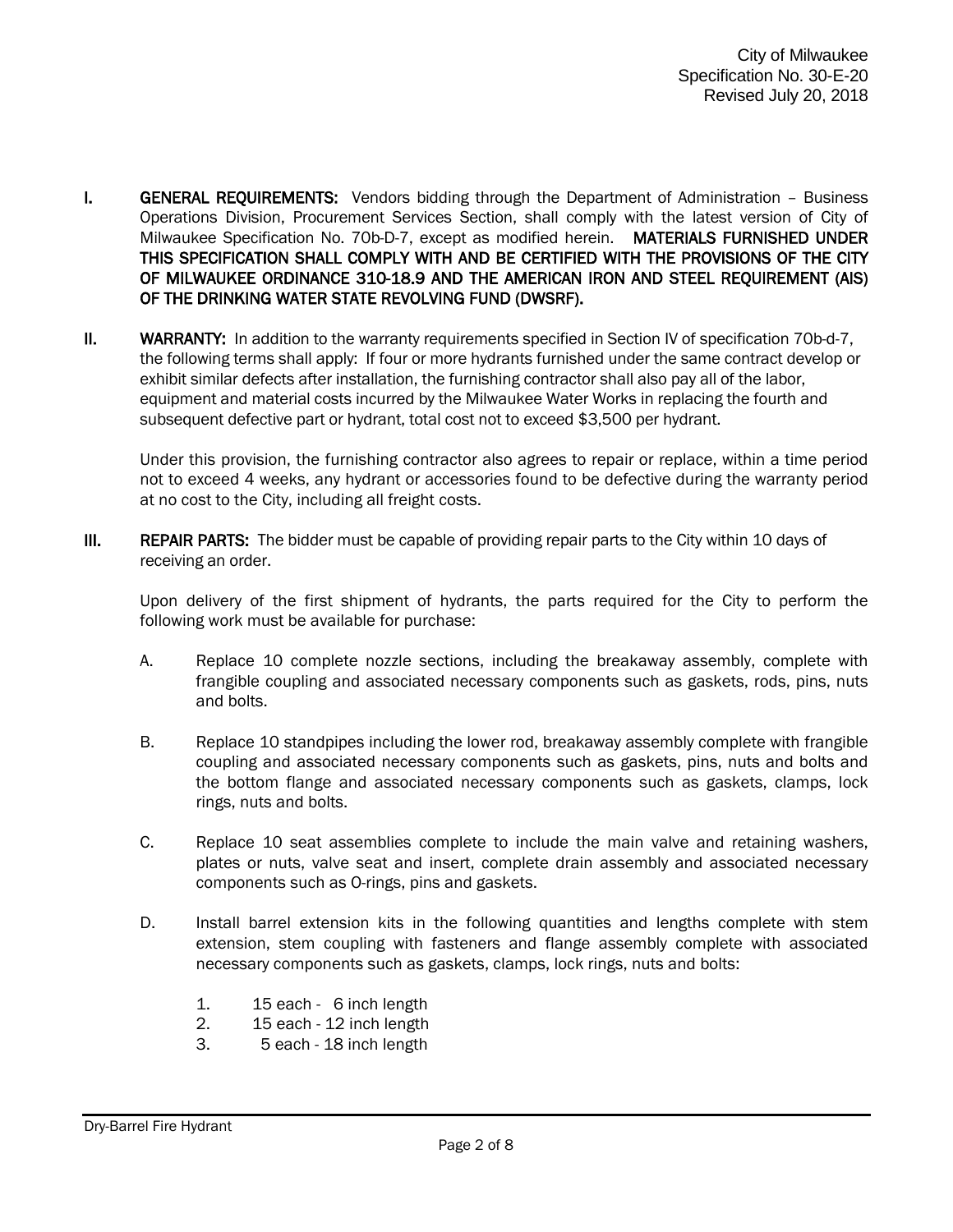**I. GENERAL REQUIREMENTS:** Vendors bidding through the Department of Administration – Business Operations Division, Procurement Services Section, shall comply with the latest version of City of Milwaukee Specification No. 70b-D-7, except as modified herein. **MATERIALS FURNISHED UNDER THIS SPECIFICATION SHALL COMPLY WITH AND BE CERTIFIED WITH THE PROVISIONS OF THE CITY OF MILWAUKEE ORDINANCE 310-18.9 AND THE AMERICAN IRON AND STEEL REQUIREMENT (AIS) OF THE DRINKING WATER STATE REVOLVING FUND (DWSRF).**

**II. WARRANTY:** In addition to the warranty requirements specified in Section IV of specification 70b-d-7, the following terms shall apply: If four or more hydrants furnished under the same contract develop or exhibit similar defects after installation, the furnishing contractor shall also pay all of the labor, equipment and material costs incurred by the Milwaukee Water Works in replacing the fourth and subsequent defective part or hydrant, total cost not to exceed $3,500 per hydrant.

Under this provision, the furnishing contractor also agrees to repair or replace, within a time period not to exceed 4 weeks, any hydrant or accessories found to be defective during the warranty period at no cost to the City, including all freight costs.

**III. REPAIR PARTS:** The bidder must be capable of providing repair parts to the City within 10 days of receiving an order.

Upon delivery of the first shipment of hydrants, the parts required for the City to perform the following work must be available for purchase:

A. Replace 10 complete nozzle sections, including the breakaway assembly, complete with frangible coupling and associated necessary components such as gaskets, rods, pins, nuts and bolts.

B. Replace 10 standpipes including the lower rod, breakaway assembly complete with frangible coupling and associated necessary components such as gaskets, pins, nuts and bolts and the bottom flange and associated necessary components such as gaskets, clamps, lock rings, nuts and bolts.

C. Replace 10 seat assemblies complete to include the main valve and retaining washers, plates or nuts, valve seat and insert, complete drain assembly and associated necessary components such as O-rings, pins and gaskets.

D. Install barrel extension kits in the following quantities and lengths complete with stem extension, stem coupling with fasteners and flange assembly complete with associated necessary components such as gaskets, clamps, lock rings, nuts and bolts:

1. 15 each - 6 inch length
2. 15 each - 12 inch length
3. 5 each - 18 inch length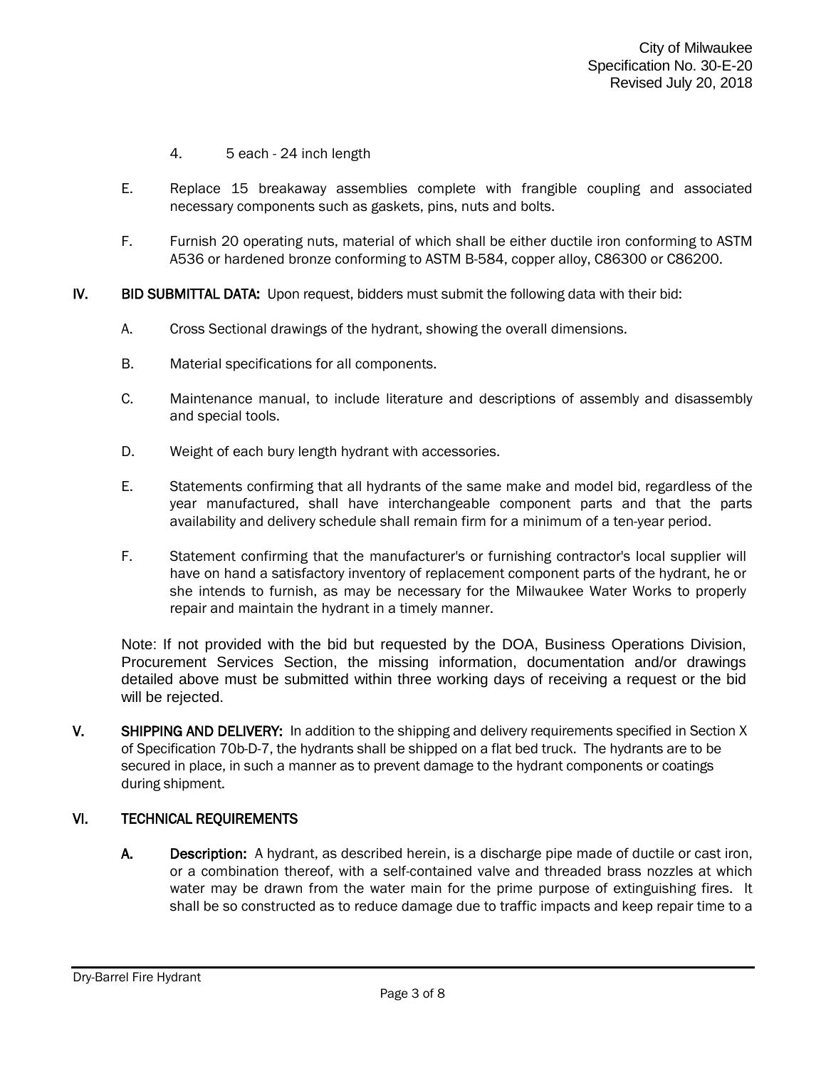4. 5 each - 24 inch length

E. Replace 15 breakaway assemblies complete with frangible coupling and associated necessary components such as gaskets, pins, nuts and bolts.

F. Furnish 20 operating nuts, material of which shall be either ductile iron conforming to ASTM A536 or hardened bronze conforming to ASTM B-584, copper alloy, C86300 or C86200.

## IV. BID SUBMITTAL DATA:

Upon request, bidders must submit the following data with their bid:

A. Cross Sectional drawings of the hydrant, showing the overall dimensions.

B. Material specifications for all components.

C. Maintenance manual, to include literature and descriptions of assembly and disassembly and special tools.

D. Weight of each bury length hydrant with accessories.

E. Statements confirming that all hydrants of the same make and model bid, regardless of the year manufactured, shall have interchangeable component parts and that the parts availability and delivery schedule shall remain firm for a minimum of a ten-year period.

F. Statement confirming that the manufacturer's or furnishing contractor's local supplier will have on hand a satisfactory inventory of replacement component parts of the hydrant, he or she intends to furnish, as may be necessary for the Milwaukee Water Works to properly repair and maintain the hydrant in a timely manner.

Note: If not provided with the bid but requested by the DOA, Business Operations Division, Procurement Services Section, the missing information, documentation and/or drawings detailed above must be submitted within three working days of receiving a request or the bid will be rejected.

## V. SHIPPING AND DELIVERY:

In addition to the shipping and delivery requirements specified in Section X of Specification 70b-D-7, the hydrants shall be shipped on a flat bed truck. The hydrants are to be secured in place, in such a manner as to prevent damage to the hydrant components or coatings during shipment.

## VI. TECHNICAL REQUIREMENTS

**A. Description:** A hydrant, as described herein, is a discharge pipe made of ductile or cast iron, or a combination thereof, with a self-contained valve and threaded brass nozzles at which water may be drawn from the water main for the prime purpose of extinguishing fires. It shall be so constructed as to reduce damage due to traffic impacts and keep repair time to a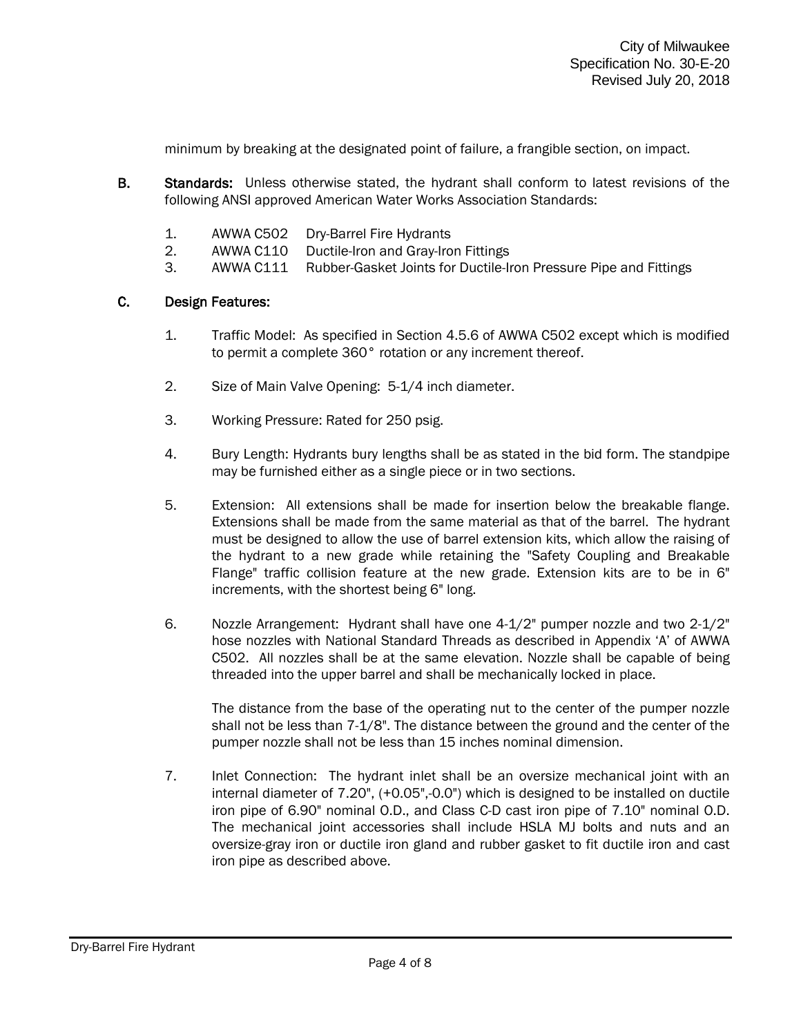minimum by breaking at the designated point of failure, a frangible section, on impact.

**B. Standards:** Unless otherwise stated, the hydrant shall conform to latest revisions of the following ANSI approved American Water Works Association Standards:

1. AWWA C502 Dry-Barrel Fire Hydrants
2. AWWA C110 Ductile-Iron and Gray-Iron Fittings
3. AWWA C111 Rubber-Gasket Joints for Ductile-Iron Pressure Pipe and Fittings

**C. Design Features:**

1. Traffic Model: As specified in Section 4.5.6 of AWWA C502 except which is modified to permit a complete 360° rotation or any increment thereof.

2. Size of Main Valve Opening: 5-1/4 inch diameter.

3. Working Pressure: Rated for 250 psig.

4. Bury Length: Hydrants bury lengths shall be as stated in the bid form. The standpipe may be furnished either as a single piece or in two sections.

5. Extension: All extensions shall be made for insertion below the breakable flange. Extensions shall be made from the same material as that of the barrel. The hydrant must be designed to allow the use of barrel extension kits, which allow the raising of the hydrant to a new grade while retaining the "Safety Coupling and Breakable Flange" traffic collision feature at the new grade. Extension kits are to be in 6" increments, with the shortest being 6" long.

6. Nozzle Arrangement: Hydrant shall have one 4-1/2" pumper nozzle and two 2-1/2" hose nozzles with National Standard Threads as described in Appendix 'A' of AWWA C502. All nozzles shall be at the same elevation. Nozzle shall be capable of being threaded into the upper barrel and shall be mechanically locked in place.

   The distance from the base of the operating nut to the center of the pumper nozzle shall not be less than 7-1/8". The distance between the ground and the center of the pumper nozzle shall not be less than 15 inches nominal dimension.

7. Inlet Connection: The hydrant inlet shall be an oversize mechanical joint with an internal diameter of 7.20", (+0.05",-0.0") which is designed to be installed on ductile iron pipe of 6.90" nominal O.D., and Class C-D cast iron pipe of 7.10" nominal O.D. The mechanical joint accessories shall include HSLA MJ bolts and nuts and an oversize-gray iron or ductile iron gland and rubber gasket to fit ductile iron and cast iron pipe as described above.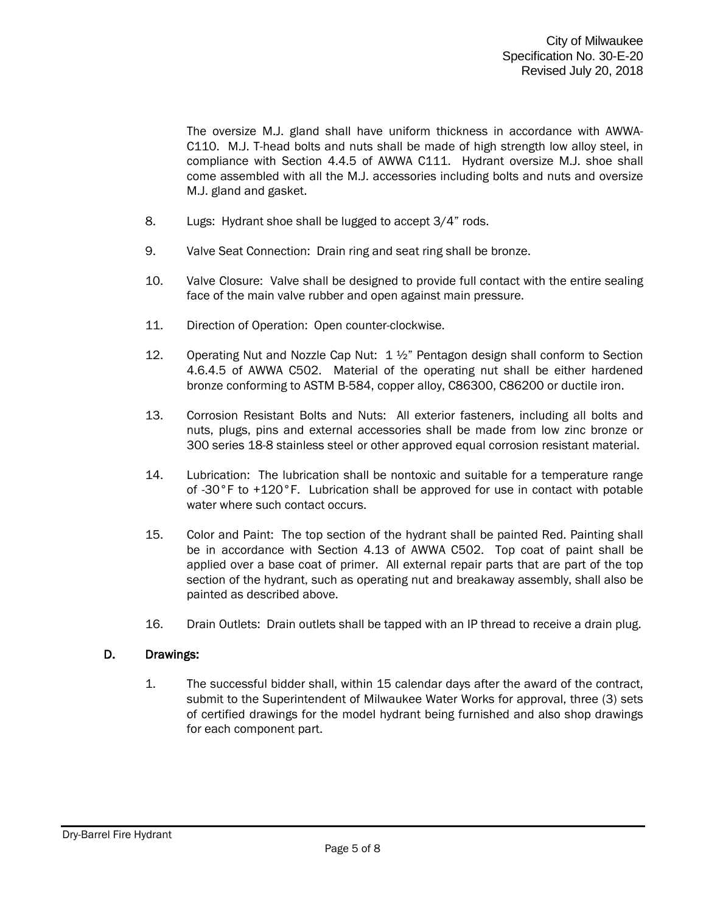The oversize M.J. gland shall have uniform thickness in accordance with AWWA-C110. M.J. T-head bolts and nuts shall be made of high strength low alloy steel, in compliance with Section 4.4.5 of AWWA C111. Hydrant oversize M.J. shoe shall come assembled with all the M.J. accessories including bolts and nuts and oversize M.J. gland and gasket.

8. Lugs: Hydrant shoe shall be lugged to accept 3/4" rods.

9. Valve Seat Connection: Drain ring and seat ring shall be bronze.

10. Valve Closure: Valve shall be designed to provide full contact with the entire sealing face of the main valve rubber and open against main pressure.

11. Direction of Operation: Open counter-clockwise.

12. Operating Nut and Nozzle Cap Nut: 1 ½" Pentagon design shall conform to Section 4.6.4.5 of AWWA C502. Material of the operating nut shall be either hardened bronze conforming to ASTM B-584, copper alloy, C86300, C86200 or ductile iron.

13. Corrosion Resistant Bolts and Nuts: All exterior fasteners, including all bolts and nuts, plugs, pins and external accessories shall be made from low zinc bronze or 300 series 18-8 stainless steel or other approved equal corrosion resistant material.

14. Lubrication: The lubrication shall be nontoxic and suitable for a temperature range of -30°F to +120°F. Lubrication shall be approved for use in contact with potable water where such contact occurs.

15. Color and Paint: The top section of the hydrant shall be painted Red. Painting shall be in accordance with Section 4.13 of AWWA C502. Top coat of paint shall be applied over a base coat of primer. All external repair parts that are part of the top section of the hydrant, such as operating nut and breakaway assembly, shall also be painted as described above.

16. Drain Outlets: Drain outlets shall be tapped with an IP thread to receive a drain plug.

## D. Drawings:

1. The successful bidder shall, within 15 calendar days after the award of the contract, submit to the Superintendent of Milwaukee Water Works for approval, three (3) sets of certified drawings for the model hydrant being furnished and also shop drawings for each component part.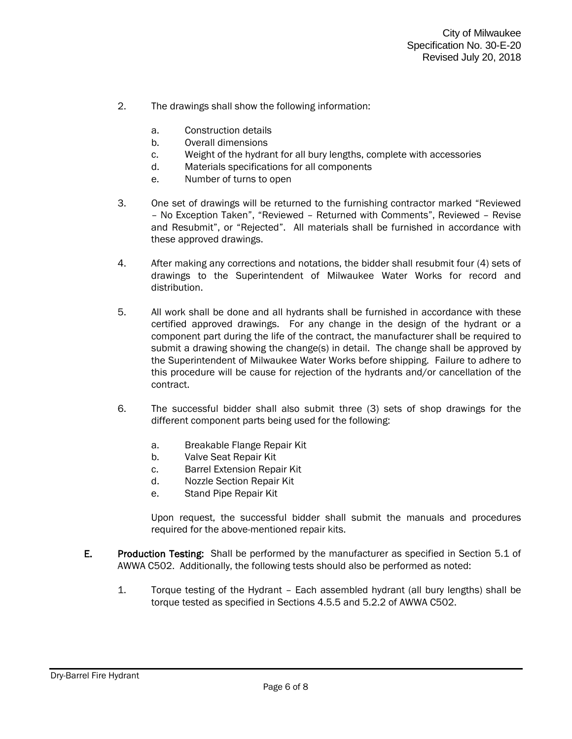2. The drawings shall show the following information:

   a. Construction details
   b. Overall dimensions
   c. Weight of the hydrant for all bury lengths, complete with accessories
   d. Materials specifications for all components
   e. Number of turns to open

3. One set of drawings will be returned to the furnishing contractor marked "Reviewed – No Exception Taken", "Reviewed – Returned with Comments", Reviewed – Revise and Resubmit", or "Rejected". All materials shall be furnished in accordance with these approved drawings.

4. After making any corrections and notations, the bidder shall resubmit four (4) sets of drawings to the Superintendent of Milwaukee Water Works for record and distribution.

5. All work shall be done and all hydrants shall be furnished in accordance with these certified approved drawings. For any change in the design of the hydrant or a component part during the life of the contract, the manufacturer shall be required to submit a drawing showing the change(s) in detail. The change shall be approved by the Superintendent of Milwaukee Water Works before shipping. Failure to adhere to this procedure will be cause for rejection of the hydrants and/or cancellation of the contract.

6. The successful bidder shall also submit three (3) sets of shop drawings for the different component parts being used for the following:

   a. Breakable Flange Repair Kit
   b. Valve Seat Repair Kit
   c. Barrel Extension Repair Kit
   d. Nozzle Section Repair Kit
   e. Stand Pipe Repair Kit

   Upon request, the successful bidder shall submit the manuals and procedures required for the above-mentioned repair kits.

**E. Production Testing:** Shall be performed by the manufacturer as specified in Section 5.1 of AWWA C502. Additionally, the following tests should also be performed as noted:

1. Torque testing of the Hydrant – Each assembled hydrant (all bury lengths) shall be torque tested as specified in Sections 4.5.5 and 5.2.2 of AWWA C502.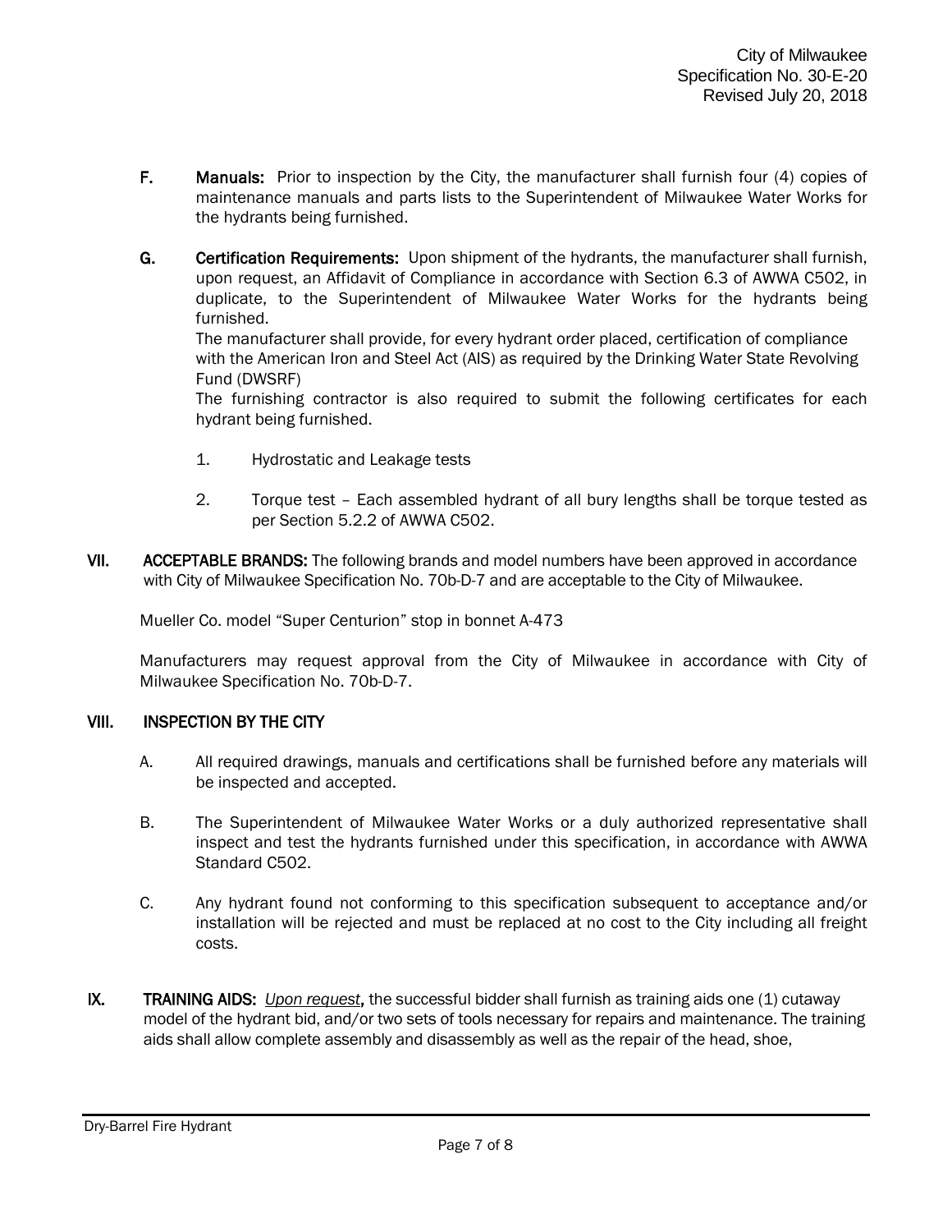**F.** **Manuals:** Prior to inspection by the City, the manufacturer shall furnish four (4) copies of maintenance manuals and parts lists to the Superintendent of Milwaukee Water Works for the hydrants being furnished.

**G.** **Certification Requirements:** Upon shipment of the hydrants, the manufacturer shall furnish, upon request, an Affidavit of Compliance in accordance with Section 6.3 of AWWA C502, in duplicate, to the Superintendent of Milwaukee Water Works for the hydrants being furnished.

The manufacturer shall provide, for every hydrant order placed, certification of compliance with the American Iron and Steel Act (AIS) as required by the Drinking Water State Revolving Fund (DWSRF)

The furnishing contractor is also required to submit the following certificates for each hydrant being furnished.

1. Hydrostatic and Leakage tests

2. Torque test – Each assembled hydrant of all bury lengths shall be torque tested as per Section 5.2.2 of AWWA C502.

**VII.** **ACCEPTABLE BRANDS:** The following brands and model numbers have been approved in accordance with City of Milwaukee Specification No. 70b-D-7 and are acceptable to the City of Milwaukee.

Mueller Co. model "Super Centurion" stop in bonnet A-473

Manufacturers may request approval from the City of Milwaukee in accordance with City of Milwaukee Specification No. 70b-D-7.

**VIII.** **INSPECTION BY THE CITY**

A. All required drawings, manuals and certifications shall be furnished before any materials will be inspected and accepted.

B. The Superintendent of Milwaukee Water Works or a duly authorized representative shall inspect and test the hydrants furnished under this specification, in accordance with AWWA Standard C502.

C. Any hydrant found not conforming to this specification subsequent to acceptance and/or installation will be rejected and must be replaced at no cost to the City including all freight costs.

**IX.** **TRAINING AIDS:** *Upon request*, the successful bidder shall furnish as training aids one (1) cutaway model of the hydrant bid, and/or two sets of tools necessary for repairs and maintenance. The training aids shall allow complete assembly and disassembly as well as the repair of the head, shoe,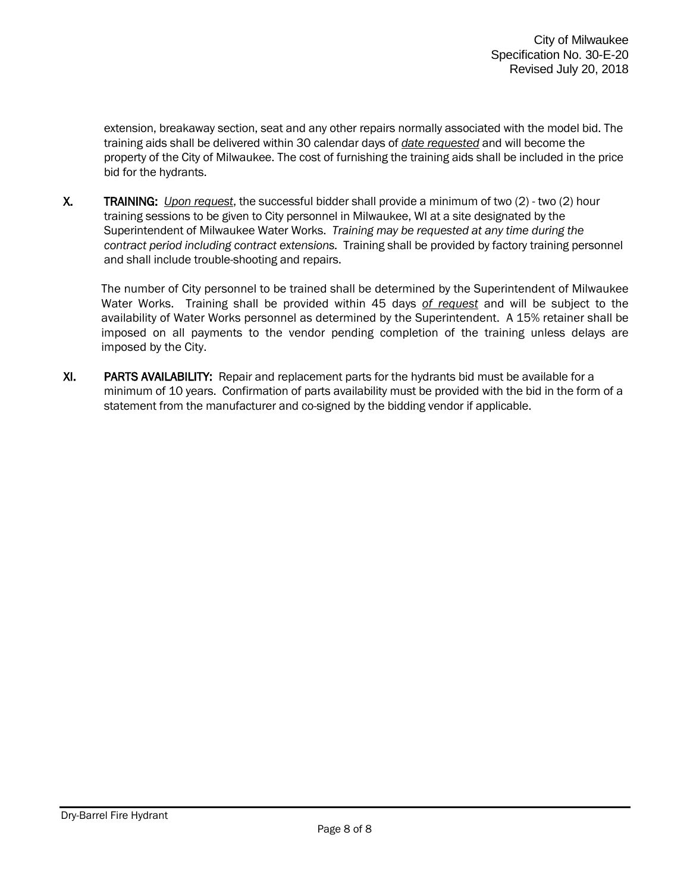extension, breakaway section, seat and any other repairs normally associated with the model bid. The training aids shall be delivered within 30 calendar days of _date requested_ and will become the property of the City of Milwaukee. The cost of furnishing the training aids shall be included in the price bid for the hydrants.

**X. TRAINING:** _Upon request_, the successful bidder shall provide a minimum of two (2) - two (2) hour training sessions to be given to City personnel in Milwaukee, WI at a site designated by the Superintendent of Milwaukee Water Works. *Training may be requested at any time during the contract period including contract extensions.* Training shall be provided by factory training personnel and shall include trouble-shooting and repairs.

The number of City personnel to be trained shall be determined by the Superintendent of Milwaukee Water Works. Training shall be provided within 45 days _of request_ and will be subject to the availability of Water Works personnel as determined by the Superintendent. A 15% retainer shall be imposed on all payments to the vendor pending completion of the training unless delays are imposed by the City.

**XI. PARTS AVAILABILITY:** Repair and replacement parts for the hydrants bid must be available for a minimum of 10 years. Confirmation of parts availability must be provided with the bid in the form of a statement from the manufacturer and co-signed by the bidding vendor if applicable.